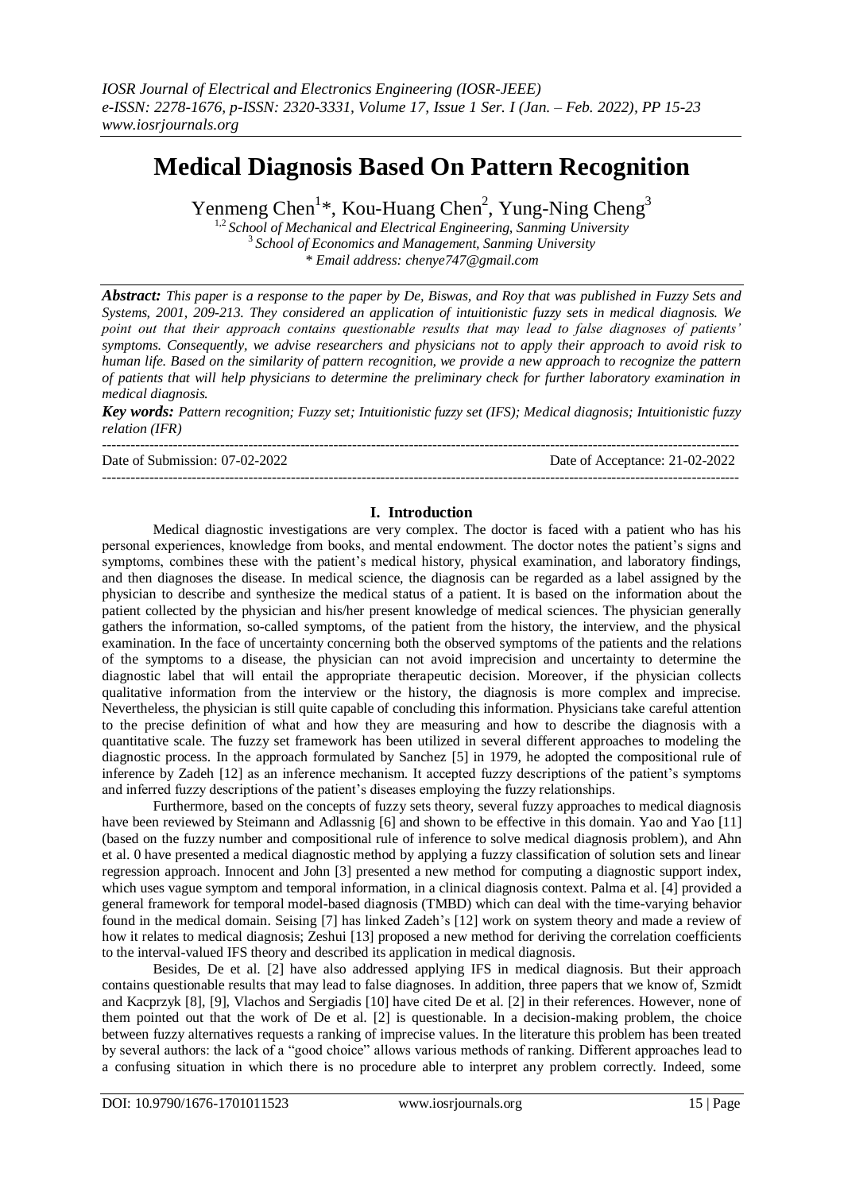# Medical Diagnosis Based On Pattern Recognition

Yenmeng Chen[1]*, Kou-Huang Chen[2], Yung-Ning Cheng[3]

[1,2] *School of Mechanical and Electrical Engineering, Sanming University*
[3] *School of Economics and Management, Sanming University*
*\* Email address: chenye747@gmail.com*

***Abstract:*** *This paper is a response to the paper by De, Biswas, and Roy that was published in Fuzzy Sets and Systems, 2001, 209-213. They considered an application of intuitionistic fuzzy sets in medical diagnosis. We point out that their approach contains questionable results that may lead to false diagnoses of patients' symptoms. Consequently, we advise researchers and physicians not to apply their approach to avoid risk to human life. Based on the similarity of pattern recognition, we provide a new approach to recognize the pattern of patients that will help physicians to determine the preliminary check for further laboratory examination in medical diagnosis.*

***Key words:*** *Pattern recognition; Fuzzy set; Intuitionistic fuzzy set (IFS); Medical diagnosis; Intuitionistic fuzzy relation (IFR)*

---

Date of Submission: 07-02-2022 | Date of Acceptance: 21-02-2022

---

## I. Introduction

Medical diagnostic investigations are very complex. The doctor is faced with a patient who has his personal experiences, knowledge from books, and mental endowment. The doctor notes the patient's signs and symptoms, combines these with the patient's medical history, physical examination, and laboratory findings, and then diagnoses the disease. In medical science, the diagnosis can be regarded as a label assigned by the physician to describe and synthesize the medical status of a patient. It is based on the information about the patient collected by the physician and his/her present knowledge of medical sciences. The physician generally gathers the information, so-called symptoms, of the patient from the history, the interview, and the physical examination. In the face of uncertainty concerning both the observed symptoms of the patients and the relations of the symptoms to a disease, the physician can not avoid imprecision and uncertainty to determine the diagnostic label that will entail the appropriate therapeutic decision. Moreover, if the physician collects qualitative information from the interview or the history, the diagnosis is more complex and imprecise. Nevertheless, the physician is still quite capable of concluding this information. Physicians take careful attention to the precise definition of what and how they are measuring and how to describe the diagnosis with a quantitative scale. The fuzzy set framework has been utilized in several different approaches to modeling the diagnostic process. In the approach formulated by Sanchez [5] in 1979, he adopted the compositional rule of inference by Zadeh [12] as an inference mechanism. It accepted fuzzy descriptions of the patient's symptoms and inferred fuzzy descriptions of the patient's diseases employing the fuzzy relationships.

Furthermore, based on the concepts of fuzzy sets theory, several fuzzy approaches to medical diagnosis have been reviewed by Steimann and Adlassnig [6] and shown to be effective in this domain. Yao and Yao [11] (based on the fuzzy number and compositional rule of inference to solve medical diagnosis problem), and Ahn et al. 0 have presented a medical diagnostic method by applying a fuzzy classification of solution sets and linear regression approach. Innocent and John [3] presented a new method for computing a diagnostic support index, which uses vague symptom and temporal information, in a clinical diagnosis context. Palma et al. [4] provided a general framework for temporal model-based diagnosis (TMBD) which can deal with the time-varying behavior found in the medical domain. Seising [7] has linked Zadeh's [12] work on system theory and made a review of how it relates to medical diagnosis; Zeshui [13] proposed a new method for deriving the correlation coefficients to the interval-valued IFS theory and described its application in medical diagnosis.

Besides, De et al. [2] have also addressed applying IFS in medical diagnosis. But their approach contains questionable results that may lead to false diagnoses. In addition, three papers that we know of, Szmidt and Kacprzyk [8], [9], Vlachos and Sergiadis [10] have cited De et al. [2] in their references. However, none of them pointed out that the work of De et al. [2] is questionable. In a decision-making problem, the choice between fuzzy alternatives requests a ranking of imprecise values. In the literature this problem has been treated by several authors: the lack of a "good choice" allows various methods of ranking. Different approaches lead to a confusing situation in which there is no procedure able to interpret any problem correctly. Indeed, some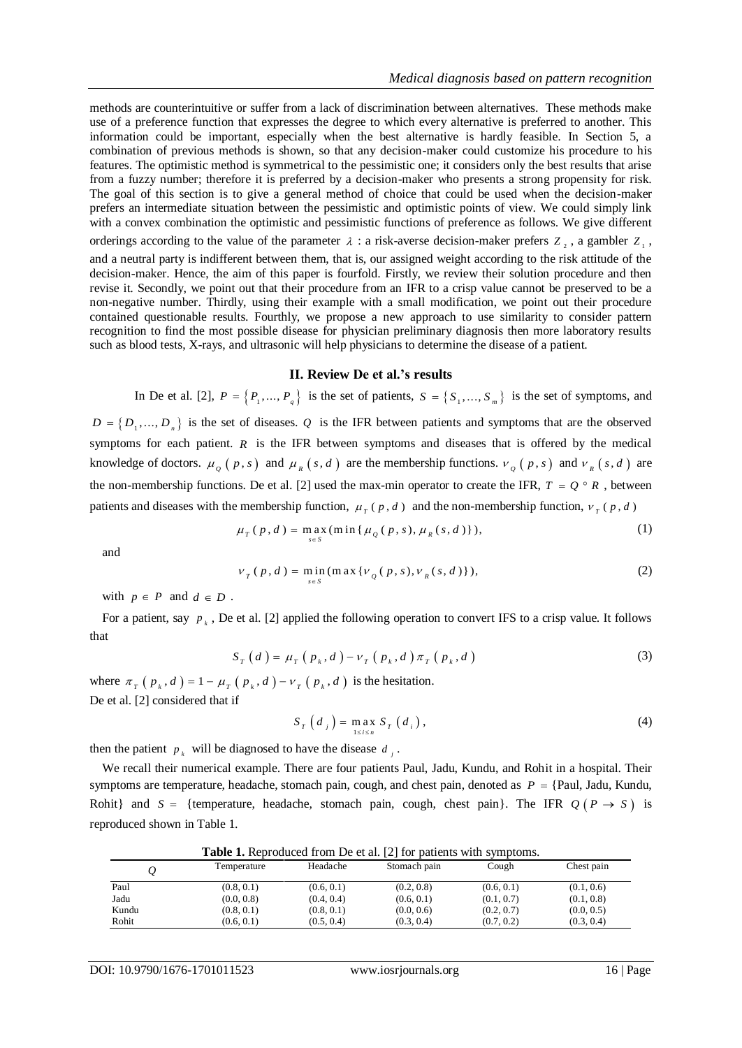methods are counterintuitive or suffer from a lack of discrimination between alternatives. These methods make use of a preference function that expresses the degree to which every alternative is preferred to another. This information could be important, especially when the best alternative is hardly feasible. In Section 5, a combination of previous methods is shown, so that any decision-maker could customize his procedure to his features. The optimistic method is symmetrical to the pessimistic one; it considers only the best results that arise from a fuzzy number; therefore it is preferred by a decision-maker who presents a strong propensity for risk. The goal of this section is to give a general method of choice that could be used when the decision-maker prefers an intermediate situation between the pessimistic and optimistic points of view. We could simply link with a convex combination the optimistic and pessimistic functions of preference as follows. We give different orderings according to the value of the parameter $\lambda$ : a risk-averse decision-maker prefers $Z_2$, a gambler $Z_1$, and a neutral party is indifferent between them, that is, our assigned weight according to the risk attitude of the decision-maker. Hence, the aim of this paper is fourfold. Firstly, we review their solution procedure and then revise it. Secondly, we point out that their procedure from an IFR to a crisp value cannot be preserved to be a non-negative number. Thirdly, using their example with a small modification, we point out their procedure contained questionable results. Fourthly, we propose a new approach to use similarity to consider pattern recognition to find the most possible disease for physician preliminary diagnosis then more laboratory results such as blood tests, X-rays, and ultrasonic will help physicians to determine the disease of a patient.

## II. Review De et al.'s results

In De et al. [2], $P = \{P_1, \ldots, P_q\}$ is the set of patients, $S = \{S_1, \ldots, S_m\}$ is the set of symptoms, and $D = \{D_1, \ldots, D_n\}$ is the set of diseases. $Q$ is the IFR between patients and symptoms that are the observed symptoms for each patient. $R$ is the IFR between symptoms and diseases that is offered by the medical knowledge of doctors. $\mu_Q(p,s)$ and $\mu_R(s,d)$ are the membership functions. $\nu_Q(p,s)$ and $\nu_R(s,d)$ are the non-membership functions. De et al. [2] used the max-min operator to create the IFR, $T = Q \circ R$, between patients and diseases with the membership function, $\mu_T(p,d)$ and the non-membership function, $\nu_T(p,d)$

$$\mu_T(p,d) = \max_{s \in S}(\min\{\mu_Q(p,s), \mu_R(s,d)\}), \tag{1}$$

and

$$\nu_T(p,d) = \min_{s \in S}(\max\{\nu_Q(p,s), \nu_R(s,d)\}), \tag{2}$$

with $p \in P$ and $d \in D$.

For a patient, say $p_k$, De et al. [2] applied the following operation to convert IFS to a crisp value. It follows that

$$S_T(d) = \mu_T(p_k, d) - \nu_T(p_k, d)\pi_T(p_k, d) \tag{3}$$

where $\pi_T(p_k, d) = 1 - \mu_T(p_k, d) - \nu_T(p_k, d)$ is the hesitation.

De et al. [2] considered that if

$$S_T(d_j) = \max_{1 \le i \le n} S_T(d_i), \tag{4}$$

then the patient $p_k$ will be diagnosed to have the disease $d_j$.

We recall their numerical example. There are four patients Paul, Jadu, Kundu, and Rohit in a hospital. Their symptoms are temperature, headache, stomach pain, cough, and chest pain, denoted as $P$ = {Paul, Jadu, Kundu, Rohit} and $S$ = {temperature, headache, stomach pain, cough, chest pain}. The IFR $Q(P \to S)$ is reproduced shown in Table 1.

**Table 1.** Reproduced from De et al. [2] for patients with symptoms.

| $Q$ | Temperature | Headache | Stomach pain | Cough | Chest pain |
|---|---|---|---|---|---|
| Paul | (0.8, 0.1) | (0.6, 0.1) | (0.2, 0.8) | (0.6, 0.1) | (0.1, 0.6) |
| Jadu | (0.0, 0.8) | (0.4, 0.4) | (0.6, 0.1) | (0.1, 0.7) | (0.1, 0.8) |
| Kundu | (0.8, 0.1) | (0.8, 0.1) | (0.0, 0.6) | (0.2, 0.7) | (0.0, 0.5) |
| Rohit | (0.6, 0.1) | (0.5, 0.4) | (0.3, 0.4) | (0.7, 0.2) | (0.3, 0.4) |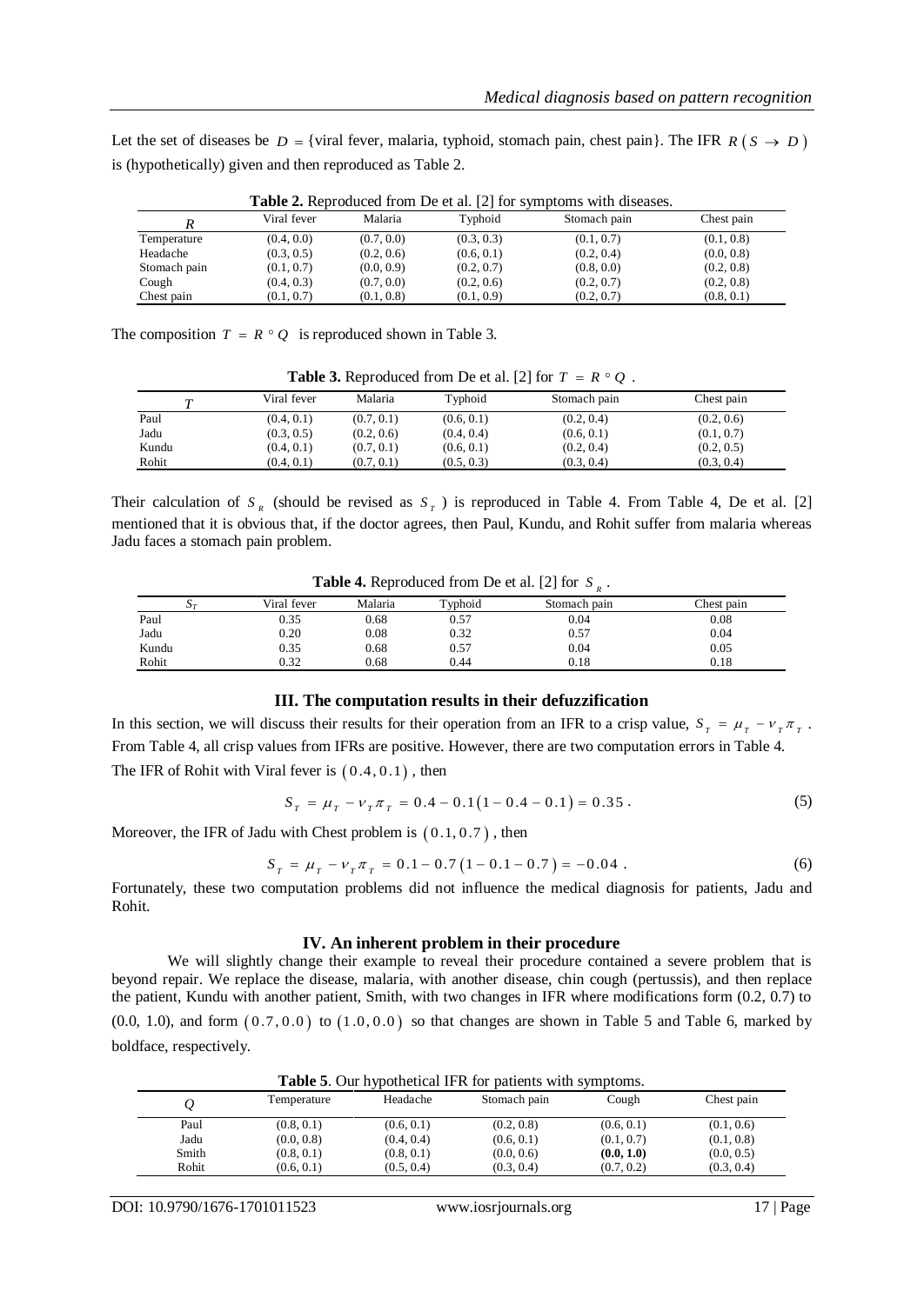Let the set of diseases be $D = \{$viral fever, malaria, typhoid, stomach pain, chest pain$\}$. The IFR $R(S \to D)$ is (hypothetically) given and then reproduced as Table 2.

**Table 2.** Reproduced from De et al. [2] for symptoms with diseases.

| $R$ | Viral fever | Malaria | Typhoid | Stomach pain | Chest pain |
|---|---|---|---|---|---|
| Temperature | (0.4, 0.0) | (0.7, 0.0) | (0.3, 0.3) | (0.1, 0.7) | (0.1, 0.8) |
| Headache | (0.3, 0.5) | (0.2, 0.6) | (0.6, 0.1) | (0.2, 0.4) | (0.0, 0.8) |
| Stomach pain | (0.1, 0.7) | (0.0, 0.9) | (0.2, 0.7) | (0.8, 0.0) | (0.2, 0.8) |
| Cough | (0.4, 0.3) | (0.7, 0.0) | (0.2, 0.6) | (0.2, 0.7) | (0.2, 0.8) |
| Chest pain | (0.1, 0.7) | (0.1, 0.8) | (0.1, 0.9) | (0.2, 0.7) | (0.8, 0.1) |

The composition $T = R \circ Q$ is reproduced shown in Table 3.

**Table 3.** Reproduced from De et al. [2] for $T = R \circ Q$.

| $T$ | Viral fever | Malaria | Typhoid | Stomach pain | Chest pain |
|---|---|---|---|---|---|
| Paul | (0.4, 0.1) | (0.7, 0.1) | (0.6, 0.1) | (0.2, 0.4) | (0.2, 0.6) |
| Jadu | (0.3, 0.5) | (0.2, 0.6) | (0.4, 0.4) | (0.6, 0.1) | (0.1, 0.7) |
| Kundu | (0.4, 0.1) | (0.7, 0.1) | (0.6, 0.1) | (0.2, 0.4) | (0.2, 0.5) |
| Rohit | (0.4, 0.1) | (0.7, 0.1) | (0.5, 0.3) | (0.3, 0.4) | (0.3, 0.4) |

Their calculation of $S_R$ (should be revised as $S_T$) is reproduced in Table 4. From Table 4, De et al. [2] mentioned that it is obvious that, if the doctor agrees, then Paul, Kundu, and Rohit suffer from malaria whereas Jadu faces a stomach pain problem.

**Table 4.** Reproduced from De et al. [2] for $S_R$.

| $S_T$ | Viral fever | Malaria | Typhoid | Stomach pain | Chest pain |
|---|---|---|---|---|---|
| Paul | 0.35 | 0.68 | 0.57 | 0.04 | 0.08 |
| Jadu | 0.20 | 0.08 | 0.32 | 0.57 | 0.04 |
| Kundu | 0.35 | 0.68 | 0.57 | 0.04 | 0.05 |
| Rohit | 0.32 | 0.68 | 0.44 | 0.18 | 0.18 |

## III. The computation results in their defuzzification

In this section, we will discuss their results for their operation from an IFR to a crisp value, $S_T = \mu_T - \nu_T \pi_T$. From Table 4, all crisp values from IFRs are positive. However, there are two computation errors in Table 4. The IFR of Rohit with Viral fever is $(0.4, 0.1)$, then

$$S_T = \mu_T - \nu_T \pi_T = 0.4 - 0.1(1 - 0.4 - 0.1) = 0.35. \tag{5}$$

Moreover, the IFR of Jadu with Chest problem is $(0.1, 0.7)$, then

$$S_T = \mu_T - \nu_T \pi_T = 0.1 - 0.7(1 - 0.1 - 0.7) = -0.04. \tag{6}$$

Fortunately, these two computation problems did not influence the medical diagnosis for patients, Jadu and Rohit.

## IV. An inherent problem in their procedure

We will slightly change their example to reveal their procedure contained a severe problem that is beyond repair. We replace the disease, malaria, with another disease, chin cough (pertussis), and then replace the patient, Kundu with another patient, Smith, with two changes in IFR where modifications form (0.2, 0.7) to (0.0, 1.0), and form $(0.7, 0.0)$ to $(1.0, 0.0)$ so that changes are shown in Table 5 and Table 6, marked by boldface, respectively.

**Table 5**. Our hypothetical IFR for patients with symptoms.

| $Q$ | Temperature | Headache | Stomach pain | Cough | Chest pain |
|---|---|---|---|---|---|
| Paul | (0.8, 0.1) | (0.6, 0.1) | (0.2, 0.8) | (0.6, 0.1) | (0.1, 0.6) |
| Jadu | (0.0, 0.8) | (0.4, 0.4) | (0.6, 0.1) | (0.1, 0.7) | (0.1, 0.8) |
| Smith | (0.8, 0.1) | (0.8, 0.1) | (0.0, 0.6) | **(0.0, 1.0)** | (0.0, 0.5) |
| Rohit | (0.6, 0.1) | (0.5, 0.4) | (0.3, 0.4) | (0.7, 0.2) | (0.3, 0.4) |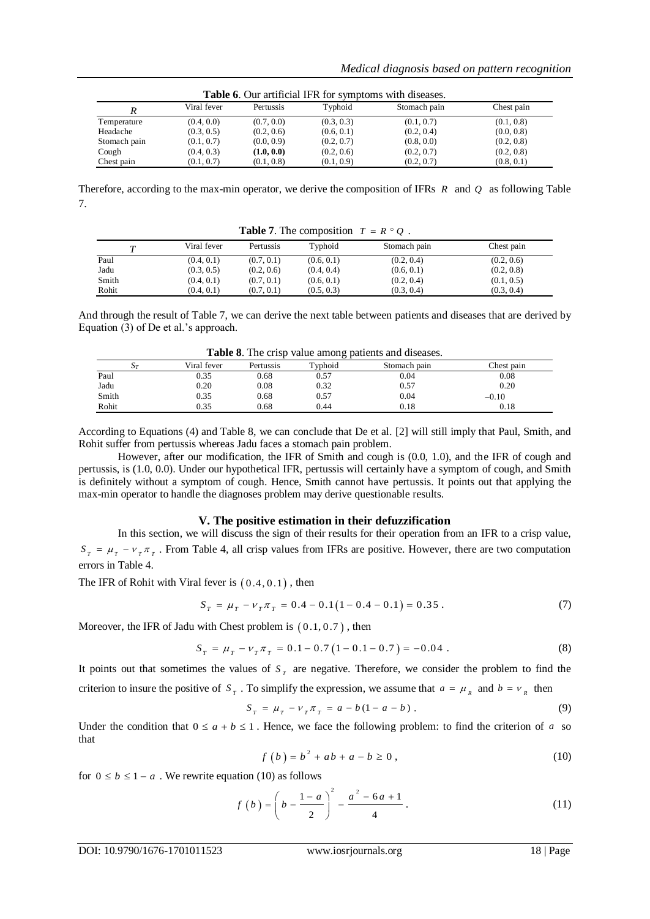**Table 6**. Our artificial IFR for symptoms with diseases.

| $R$ | Viral fever | Pertussis | Typhoid | Stomach pain | Chest pain |
|---|---|---|---|---|---|
| Temperature | (0.4, 0.0) | (0.7, 0.0) | (0.3, 0.3) | (0.1, 0.7) | (0.1, 0.8) |
| Headache | (0.3, 0.5) | (0.2, 0.6) | (0.6, 0.1) | (0.2, 0.4) | (0.0, 0.8) |
| Stomach pain | (0.1, 0.7) | (0.0, 0.9) | (0.2, 0.7) | (0.8, 0.0) | (0.2, 0.8) |
| Cough | (0.4, 0.3) | **(1.0, 0.0)** | (0.2, 0.6) | (0.2, 0.7) | (0.2, 0.8) |
| Chest pain | (0.1, 0.7) | (0.1, 0.8) | (0.1, 0.9) | (0.2, 0.7) | (0.8, 0.1) |

Therefore, according to the max-min operator, we derive the composition of IFRs $R$ and $Q$ as following Table 7.

**Table 7**. The composition $T = R \circ Q$ .

| $T$ | Viral fever | Pertussis | Typhoid | Stomach pain | Chest pain |
|---|---|---|---|---|---|
| Paul | (0.4, 0.1) | (0.7, 0.1) | (0.6, 0.1) | (0.2, 0.4) | (0.2, 0.6) |
| Jadu | (0.3, 0.5) | (0.2, 0.6) | (0.4, 0.4) | (0.6, 0.1) | (0.2, 0.8) |
| Smith | (0.4, 0.1) | (0.7, 0.1) | (0.6, 0.1) | (0.2, 0.4) | (0.1, 0.5) |
| Rohit | (0.4, 0.1) | (0.7, 0.1) | (0.5, 0.3) | (0.3, 0.4) | (0.3, 0.4) |

And through the result of Table 7, we can derive the next table between patients and diseases that are derived by Equation (3) of De et al.'s approach.

**Table 8**. The crisp value among patients and diseases.

| $S_T$ | Viral fever | Pertussis | Typhoid | Stomach pain | Chest pain |
|---|---|---|---|---|---|
| Paul | 0.35 | 0.68 | 0.57 | 0.04 | 0.08 |
| Jadu | 0.20 | 0.08 | 0.32 | 0.57 | 0.20 |
| Smith | 0.35 | 0.68 | 0.57 | 0.04 | −0.10 |
| Rohit | 0.35 | 0.68 | 0.44 | 0.18 | 0.18 |

According to Equations (4) and Table 8, we can conclude that De et al. [2] will still imply that Paul, Smith, and Rohit suffer from pertussis whereas Jadu faces a stomach pain problem.

However, after our modification, the IFR of Smith and cough is (0.0, 1.0), and the IFR of cough and pertussis, is (1.0, 0.0). Under our hypothetical IFR, pertussis will certainly have a symptom of cough, and Smith is definitely without a symptom of cough. Hence, Smith cannot have pertussis. It points out that applying the max-min operator to handle the diagnoses problem may derive questionable results.

## V. The positive estimation in their defuzzification

In this section, we will discuss the sign of their results for their operation from an IFR to a crisp value, $S_T = \mu_T - \nu_T \pi_T$ . From Table 4, all crisp values from IFRs are positive. However, there are two computation errors in Table 4.

The IFR of Rohit with Viral fever is $(0.4, 0.1)$ , then

$$S_T = \mu_T - \nu_T \pi_T = 0.4 - 0.1(1 - 0.4 - 0.1) = 0.35 . \tag{7}$$

Moreover, the IFR of Jadu with Chest problem is $(0.1, 0.7)$ , then

$$S_T = \mu_T - \nu_T \pi_T = 0.1 - 0.7(1 - 0.1 - 0.7) = -0.04 . \tag{8}$$

It points out that sometimes the values of $S_T$ are negative. Therefore, we consider the problem to find the criterion to insure the positive of $S_T$ . To simplify the expression, we assume that $a = \mu_R$ and $b = \nu_R$ then

$$S_T = \mu_T - \nu_T \pi_T = a - b(1 - a - b) . \tag{9}$$

Under the condition that $0 \le a + b \le 1$ . Hence, we face the following problem: to find the criterion of $a$ so that

$$f(b) = b^2 + ab + a - b \ge 0 , \tag{10}$$

for $0 \le b \le 1 - a$ . We rewrite equation (10) as follows

$$f(b) = \left( b - \frac{1-a}{2} \right)^2 - \frac{a^2 - 6a + 1}{4} . \tag{11}$$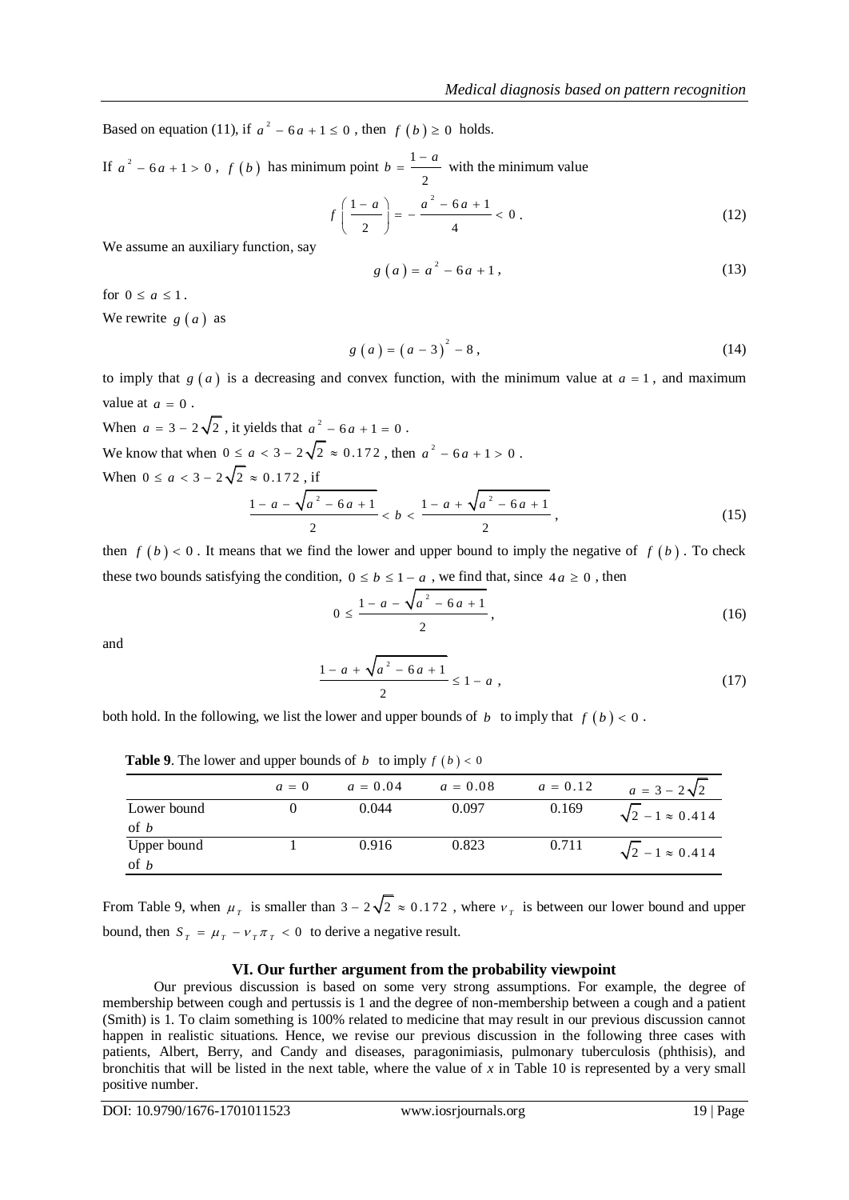Based on equation (11), if $a^2 - 6a + 1 \le 0$, then $f(b) \ge 0$ holds.

If $a^2 - 6a + 1 > 0$, $f(b)$ has minimum point $b = \frac{1-a}{2}$ with the minimum value

$$f\left(\frac{1-a}{2}\right) = -\frac{a^2 - 6a + 1}{4} < 0. \tag{12}$$

We assume an auxiliary function, say

$$g(a) = a^2 - 6a + 1, \tag{13}$$

for $0 \le a \le 1$.

We rewrite $g(a)$ as

$$g(a) = (a-3)^2 - 8, \tag{14}$$

to imply that $g(a)$ is a decreasing and convex function, with the minimum value at $a = 1$, and maximum value at $a = 0$.

When $a = 3 - 2\sqrt{2}$, it yields that $a^2 - 6a + 1 = 0$.

We know that when $0 \le a < 3 - 2\sqrt{2} \approx 0.172$, then $a^2 - 6a + 1 > 0$.

When $0 \le a < 3 - 2\sqrt{2} \approx 0.172$, if

$$\frac{1 - a - \sqrt{a^2 - 6a + 1}}{2} < b < \frac{1 - a + \sqrt{a^2 - 6a + 1}}{2}, \tag{15}$$

then $f(b) < 0$. It means that we find the lower and upper bound to imply the negative of $f(b)$. To check these two bounds satisfying the condition, $0 \le b \le 1 - a$, we find that, since $4a \ge 0$, then

$$0 \le \frac{1 - a - \sqrt{a^2 - 6a + 1}}{2}, \tag{16}$$

and

$$\frac{1 - a + \sqrt{a^2 - 6a + 1}}{2} \le 1 - a, \tag{17}$$

both hold. In the following, we list the lower and upper bounds of $b$ to imply that $f(b) < 0$.

**Table 9**. The lower and upper bounds of $b$ to imply $f(b) < 0$

| | $a = 0$ | $a = 0.04$ | $a = 0.08$ | $a = 0.12$ | $a = 3 - 2\sqrt{2}$ |
|---|---|---|---|---|---|
| Lower bound of $b$ | 0 | 0.044 | 0.097 | 0.169 | $\sqrt{2} - 1 \approx 0.414$ |
| Upper bound of $b$ | 1 | 0.916 | 0.823 | 0.711 | $\sqrt{2} - 1 \approx 0.414$ |

From Table 9, when $\mu_T$ is smaller than $3 - 2\sqrt{2} \approx 0.172$, where $\nu_T$ is between our lower bound and upper bound, then $S_T = \mu_T - \nu_T \pi_T < 0$ to derive a negative result.

## VI. Our further argument from the probability viewpoint

Our previous discussion is based on some very strong assumptions. For example, the degree of membership between cough and pertussis is 1 and the degree of non-membership between a cough and a patient (Smith) is 1. To claim something is 100% related to medicine that may result in our previous discussion cannot happen in realistic situations. Hence, we revise our previous discussion in the following three cases with patients, Albert, Berry, and Candy and diseases, paragonimiasis, pulmonary tuberculosis (phthisis), and bronchitis that will be listed in the next table, where the value of $x$ in Table 10 is represented by a very small positive number.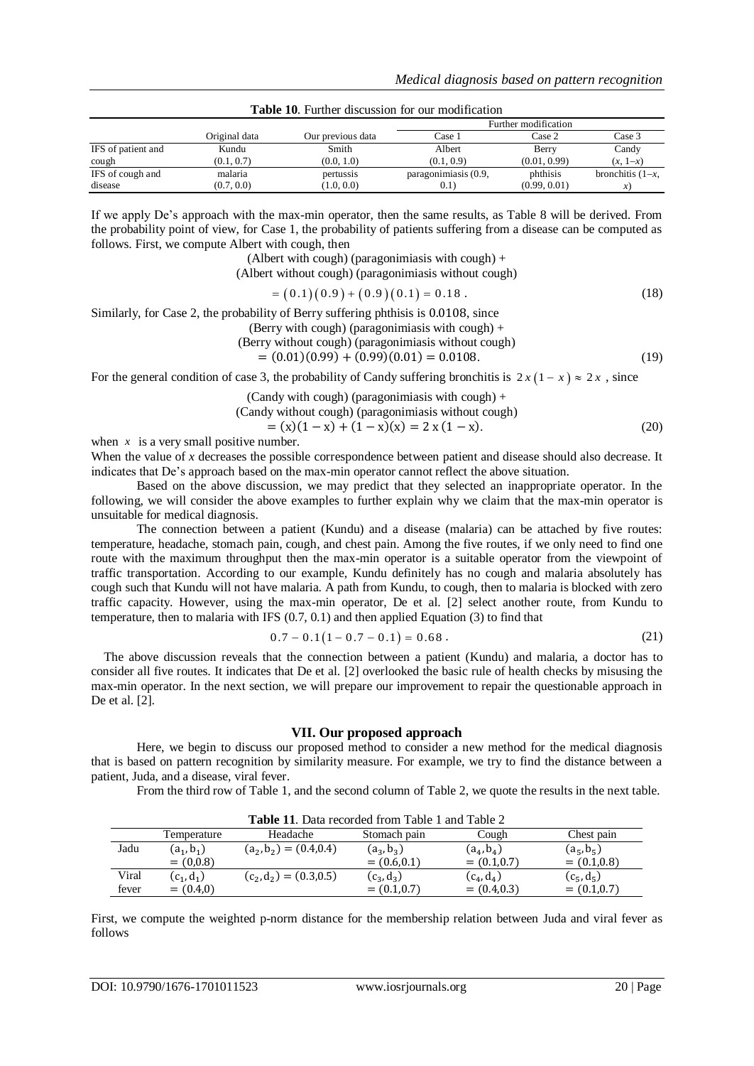**Table 10**. Further discussion for our modification

| | Original data | Our previous data | Further modification | | |
|---|---|---|---|---|---|
| | | | Case 1 | Case 2 | Case 3 |
| IFS of patient and cough | Kundu (0.1, 0.7) | Smith (0.0, 1.0) | Albert (0.1, 0.9) | Berry (0.01, 0.99) | Candy $(x, 1\!-\!x)$ |
| IFS of cough and disease | malaria (0.7, 0.0) | pertussis (1.0, 0.0) | paragonimiasis (0.9, 0.1) | phthisis (0.99, 0.01) | bronchitis $(1\!-\!x, x)$ |

If we apply De's approach with the max-min operator, then the same results, as Table 8 will be derived. From the probability point of view, for Case 1, the probability of patients suffering from a disease can be computed as follows. First, we compute Albert with cough, then

(Albert with cough) (paragonimiasis with cough) +
(Albert without cough) (paragonimiasis without cough)

$$= (0.1)(0.9) + (0.9)(0.1) = 0.18 . \tag{18}$$

Similarly, for Case 2, the probability of Berry suffering phthisis is 0.0108, since

(Berry with cough) (paragonimiasis with cough) +
(Berry without cough) (paragonimiasis without cough)

$$= (0.01)(0.99) + (0.99)(0.01) = 0.0108. \tag{19}$$

For the general condition of case 3, the probability of Candy suffering bronchitis is $2x(1-x) \approx 2x$ , since

(Candy with cough) (paragonimiasis with cough) +
(Candy without cough) (paragonimiasis without cough)

$$= (x)(1-x) + (1-x)(x) = 2x(1-x). \tag{20}$$

when $x$ is a very small positive number.

When the value of $x$ decreases the possible correspondence between patient and disease should also decrease. It indicates that De's approach based on the max-min operator cannot reflect the above situation.

Based on the above discussion, we may predict that they selected an inappropriate operator. In the following, we will consider the above examples to further explain why we claim that the max-min operator is unsuitable for medical diagnosis.

The connection between a patient (Kundu) and a disease (malaria) can be attached by five routes: temperature, headache, stomach pain, cough, and chest pain. Among the five routes, if we only need to find one route with the maximum throughput then the max-min operator is a suitable operator from the viewpoint of traffic transportation. According to our example, Kundu definitely has no cough and malaria absolutely has cough such that Kundu will not have malaria. A path from Kundu, to cough, then to malaria is blocked with zero traffic capacity. However, using the max-min operator, De et al. [2] select another route, from Kundu to temperature, then to malaria with IFS (0.7, 0.1) and then applied Equation (3) to find that

$$0.7 - 0.1(1 - 0.7 - 0.1) = 0.68 . \tag{21}$$

The above discussion reveals that the connection between a patient (Kundu) and malaria, a doctor has to consider all five routes. It indicates that De et al. [2] overlooked the basic rule of health checks by misusing the max-min operator. In the next section, we will prepare our improvement to repair the questionable approach in De et al. [2].

## VII. Our proposed approach

Here, we begin to discuss our proposed method to consider a new method for the medical diagnosis that is based on pattern recognition by similarity measure. For example, we try to find the distance between a patient, Juda, and a disease, viral fever.

From the third row of Table 1, and the second column of Table 2, we quote the results in the next table.

**Table 11**. Data recorded from Table 1 and Table 2

| | Temperature | Headache | Stomach pain | Cough | Chest pain |
|---|---|---|---|---|---|
| Jadu | $(a_1, b_1) = (0{,}0.8)$ | $(a_2, b_2) = (0.4{,}0.4)$ | $(a_3, b_3) = (0.6{,}0.1)$ | $(a_4, b_4) = (0.1{,}0.7)$ | $(a_5, b_5) = (0.1{,}0.8)$ |
| Viral fever | $(c_1, d_1) = (0.4{,}0)$ | $(c_2, d_2) = (0.3{,}0.5)$ | $(c_3, d_3) = (0.1{,}0.7)$ | $(c_4, d_4) = (0.4{,}0.3)$ | $(c_5, d_5) = (0.1{,}0.7)$ |

First, we compute the weighted p-norm distance for the membership relation between Juda and viral fever as follows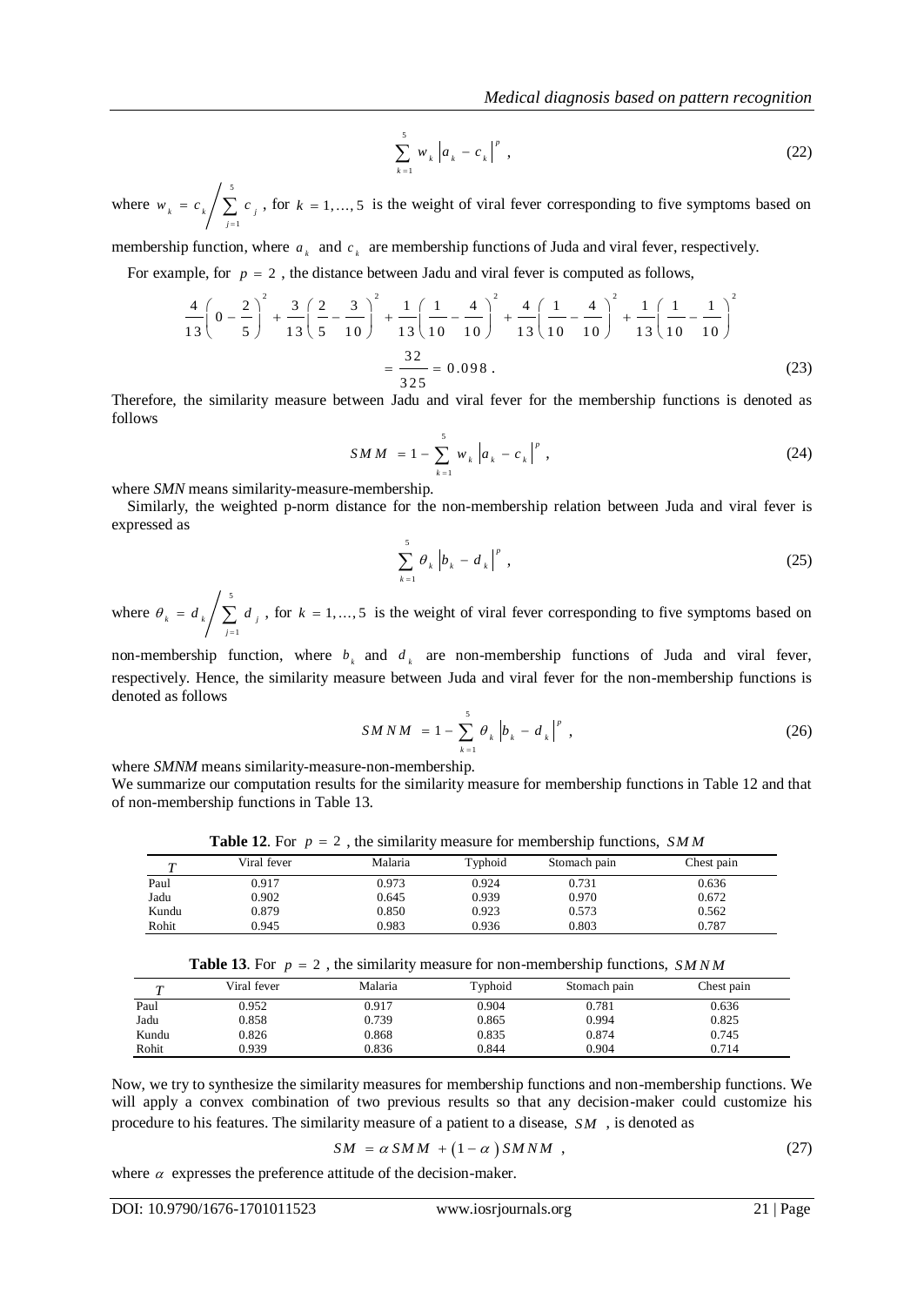$$\sum_{k=1}^{5} w_k \left|a_k - c_k\right|^p , \tag{22}$$

where $w_k = c_k \Big/ \sum_{j=1}^{5} c_j$ , for $k = 1, \ldots, 5$ is the weight of viral fever corresponding to five symptoms based on membership function, where $a_k$ and $c_k$ are membership functions of Juda and viral fever, respectively.

For example, for $p = 2$ , the distance between Jadu and viral fever is computed as follows,

$$\frac{4}{13}\left(0 - \frac{2}{5}\right)^2 + \frac{3}{13}\left(\frac{2}{5} - \frac{3}{10}\right)^2 + \frac{1}{13}\left(\frac{1}{10} - \frac{4}{10}\right)^2 + \frac{4}{13}\left(\frac{1}{10} - \frac{4}{10}\right)^2 + \frac{1}{13}\left(\frac{1}{10} - \frac{1}{10}\right)^2$$

$$= \frac{32}{325} = 0.098 . \tag{23}$$

Therefore, the similarity measure between Jadu and viral fever for the membership functions is denoted as follows

$$SMM = 1 - \sum_{k=1}^{5} w_k \left|a_k - c_k\right|^p , \tag{24}$$

where *SMN* means similarity-measure-membership.

Similarly, the weighted p-norm distance for the non-membership relation between Juda and viral fever is expressed as

$$\sum_{k=1}^{5} \theta_k \left|b_k - d_k\right|^p , \tag{25}$$

where $\theta_k = d_k \Big/ \sum_{j=1}^{5} d_j$ , for $k = 1, \ldots, 5$ is the weight of viral fever corresponding to five symptoms based on non-membership function, where $b_k$ and $d_k$ are non-membership functions of Juda and viral fever, respectively. Hence, the similarity measure between Juda and viral fever for the non-membership functions is denoted as follows

$$SMNM = 1 - \sum_{k=1}^{5} \theta_k \left|b_k - d_k\right|^p , \tag{26}$$

where *SMNM* means similarity-measure-non-membership.

We summarize our computation results for the similarity measure for membership functions in Table 12 and that of non-membership functions in Table 13.

**Table 12**. For $p = 2$ , the similarity measure for membership functions, $SMM$

| $T$ | Viral fever | Malaria | Typhoid | Stomach pain | Chest pain |
|---|---|---|---|---|---|
| Paul | 0.917 | 0.973 | 0.924 | 0.731 | 0.636 |
| Jadu | 0.902 | 0.645 | 0.939 | 0.970 | 0.672 |
| Kundu | 0.879 | 0.850 | 0.923 | 0.573 | 0.562 |
| Rohit | 0.945 | 0.983 | 0.936 | 0.803 | 0.787 |

**Table 13**. For $p = 2$ , the similarity measure for non-membership functions, $SMNM$

| $T$ | Viral fever | Malaria | Typhoid | Stomach pain | Chest pain |
|---|---|---|---|---|---|
| Paul | 0.952 | 0.917 | 0.904 | 0.781 | 0.636 |
| Jadu | 0.858 | 0.739 | 0.865 | 0.994 | 0.825 |
| Kundu | 0.826 | 0.868 | 0.835 | 0.874 | 0.745 |
| Rohit | 0.939 | 0.836 | 0.844 | 0.904 | 0.714 |

Now, we try to synthesize the similarity measures for membership functions and non-membership functions. We will apply a convex combination of two previous results so that any decision-maker could customize his procedure to his features. The similarity measure of a patient to a disease, $SM$ , is denoted as

$$SM = \alpha\, SMM + (1 - \alpha)\, SMNM , \tag{27}$$

where $\alpha$ expresses the preference attitude of the decision-maker.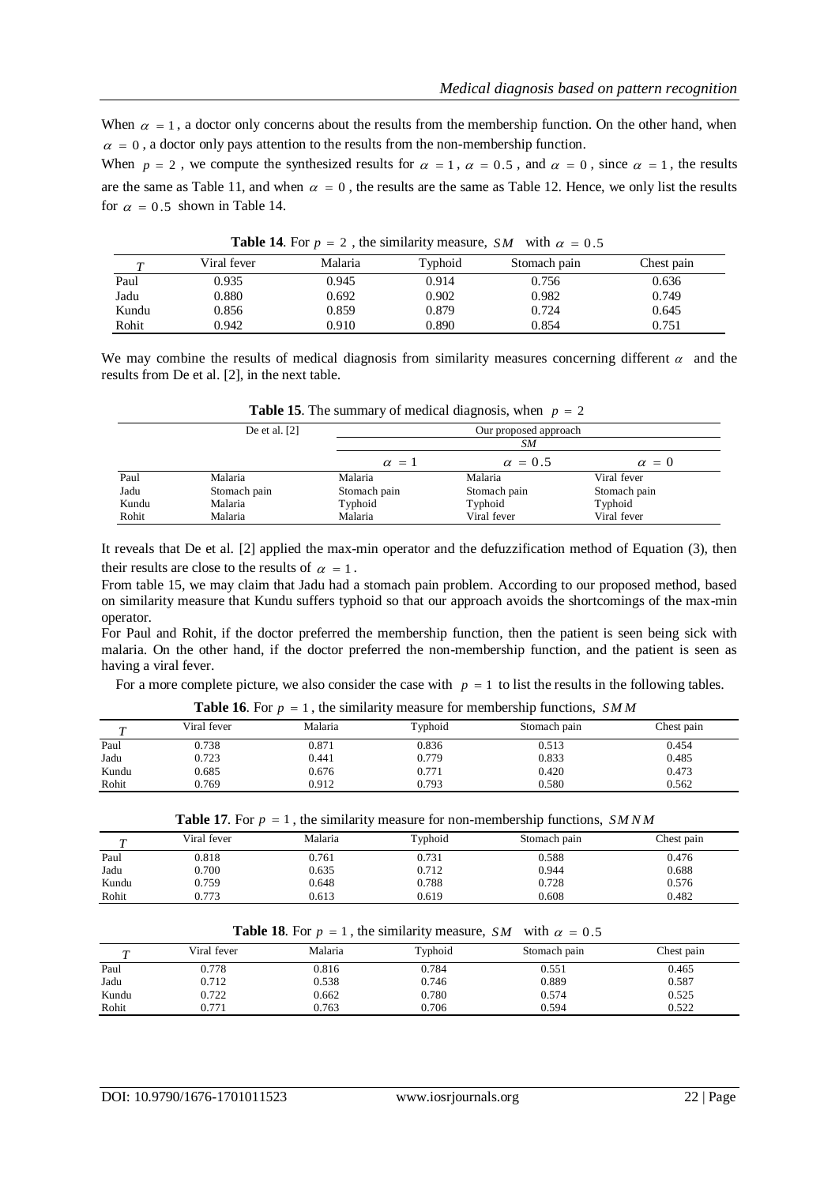When $\alpha = 1$, a doctor only concerns about the results from the membership function. On the other hand, when $\alpha = 0$, a doctor only pays attention to the results from the non-membership function.

When $p = 2$, we compute the synthesized results for $\alpha = 1$, $\alpha = 0.5$, and $\alpha = 0$, since $\alpha = 1$, the results are the same as Table 11, and when $\alpha = 0$, the results are the same as Table 12. Hence, we only list the results for $\alpha = 0.5$ shown in Table 14.

**Table 14**. For $p = 2$, the similarity measure, $SM$ with $\alpha = 0.5$

| $T$ | Viral fever | Malaria | Typhoid | Stomach pain | Chest pain |
|---|---|---|---|---|---|
| Paul | 0.935 | 0.945 | 0.914 | 0.756 | 0.636 |
| Jadu | 0.880 | 0.692 | 0.902 | 0.982 | 0.749 |
| Kundu | 0.856 | 0.859 | 0.879 | 0.724 | 0.645 |
| Rohit | 0.942 | 0.910 | 0.890 | 0.854 | 0.751 |

We may combine the results of medical diagnosis from similarity measures concerning different $\alpha$ and the results from De et al. [2], in the next table.

**Table 15**. The summary of medical diagnosis, when $p = 2$

| | De et al. [2] | Our proposed approach | | |
|---|---|---|---|---|
| | | *SM* | | |
| | | $\alpha = 1$ | $\alpha = 0.5$ | $\alpha = 0$ |
| Paul | Malaria | Malaria | Malaria | Viral fever |
| Jadu | Stomach pain | Stomach pain | Stomach pain | Stomach pain |
| Kundu | Malaria | Typhoid | Typhoid | Typhoid |
| Rohit | Malaria | Malaria | Viral fever | Viral fever |

It reveals that De et al. [2] applied the max-min operator and the defuzzification method of Equation (3), then their results are close to the results of $\alpha = 1$.

From table 15, we may claim that Jadu had a stomach pain problem. According to our proposed method, based on similarity measure that Kundu suffers typhoid so that our approach avoids the shortcomings of the max-min operator.

For Paul and Rohit, if the doctor preferred the membership function, then the patient is seen being sick with malaria. On the other hand, if the doctor preferred the non-membership function, and the patient is seen as having a viral fever.

For a more complete picture, we also consider the case with $p = 1$ to list the results in the following tables.

**Table 16**. For $p = 1$, the similarity measure for membership functions, $SMM$

| $T$ | Viral fever | Malaria | Typhoid | Stomach pain | Chest pain |
|---|---|---|---|---|---|
| Paul | 0.738 | 0.871 | 0.836 | 0.513 | 0.454 |
| Jadu | 0.723 | 0.441 | 0.779 | 0.833 | 0.485 |
| Kundu | 0.685 | 0.676 | 0.771 | 0.420 | 0.473 |
| Rohit | 0.769 | 0.912 | 0.793 | 0.580 | 0.562 |

**Table 17**. For $p = 1$, the similarity measure for non-membership functions, $SMNM$

| $T$ | Viral fever | Malaria | Typhoid | Stomach pain | Chest pain |
|---|---|---|---|---|---|
| Paul | 0.818 | 0.761 | 0.731 | 0.588 | 0.476 |
| Jadu | 0.700 | 0.635 | 0.712 | 0.944 | 0.688 |
| Kundu | 0.759 | 0.648 | 0.788 | 0.728 | 0.576 |
| Rohit | 0.773 | 0.613 | 0.619 | 0.608 | 0.482 |

**Table 18**. For $p = 1$, the similarity measure, $SM$ with $\alpha = 0.5$

| $T$ | Viral fever | Malaria | Typhoid | Stomach pain | Chest pain |
|---|---|---|---|---|---|
| Paul | 0.778 | 0.816 | 0.784 | 0.551 | 0.465 |
| Jadu | 0.712 | 0.538 | 0.746 | 0.889 | 0.587 |
| Kundu | 0.722 | 0.662 | 0.780 | 0.574 | 0.525 |
| Rohit | 0.771 | 0.763 | 0.706 | 0.594 | 0.522 |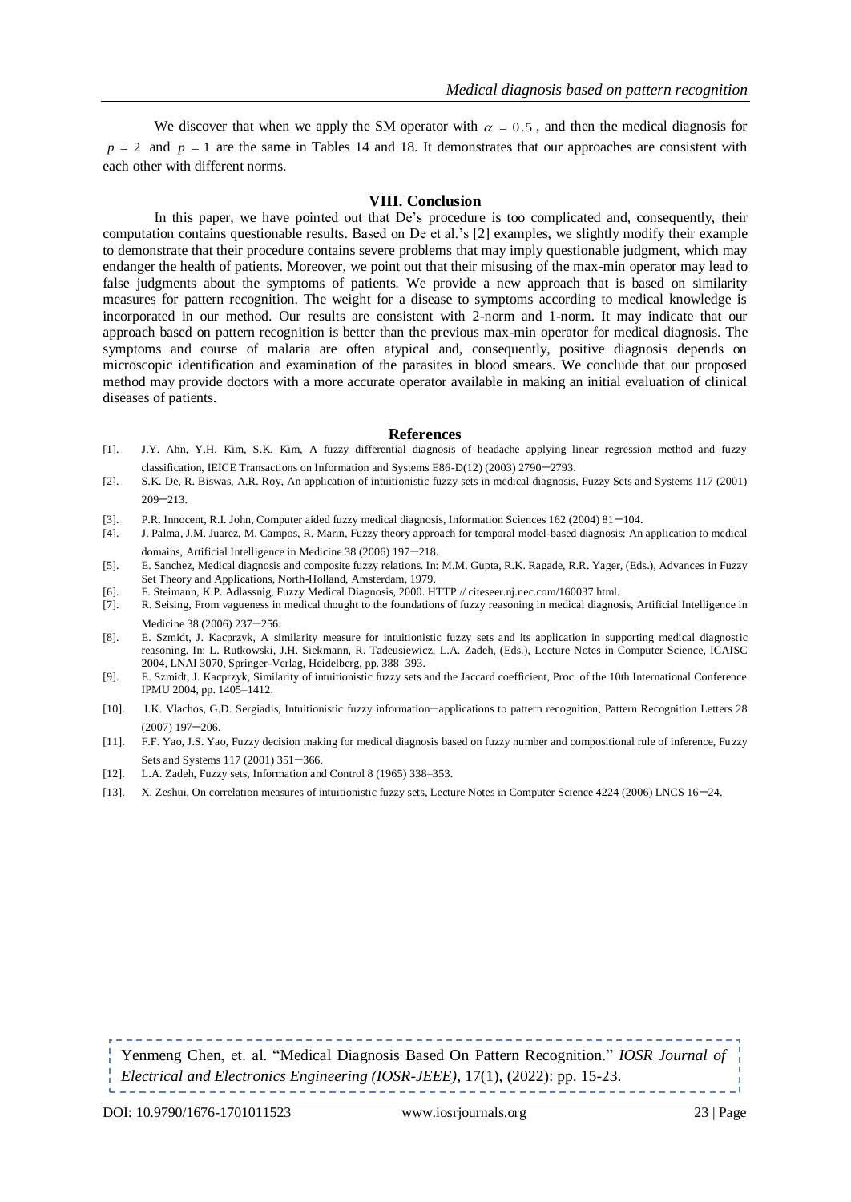We discover that when we apply the SM operator with $\alpha = 0.5$, and then the medical diagnosis for $p = 2$ and $p = 1$ are the same in Tables 14 and 18. It demonstrates that our approaches are consistent with each other with different norms.

## VIII. Conclusion

In this paper, we have pointed out that De's procedure is too complicated and, consequently, their computation contains questionable results. Based on De et al.'s [2] examples, we slightly modify their example to demonstrate that their procedure contains severe problems that may imply questionable judgment, which may endanger the health of patients. Moreover, we point out that their misusing of the max-min operator may lead to false judgments about the symptoms of patients. We provide a new approach that is based on similarity measures for pattern recognition. The weight for a disease to symptoms according to medical knowledge is incorporated in our method. Our results are consistent with 2-norm and 1-norm. It may indicate that our approach based on pattern recognition is better than the previous max-min operator for medical diagnosis. The symptoms and course of malaria are often atypical and, consequently, positive diagnosis depends on microscopic identification and examination of the parasites in blood smears. We conclude that our proposed method may provide doctors with a more accurate operator available in making an initial evaluation of clinical diseases of patients.

## References

[1]. J.Y. Ahn, Y.H. Kim, S.K. Kim, A fuzzy differential diagnosis of headache applying linear regression method and fuzzy classification, IEICE Transactions on Information and Systems E86-D(12) (2003) 2790–2793.

[2]. S.K. De, R. Biswas, A.R. Roy, An application of intuitionistic fuzzy sets in medical diagnosis, Fuzzy Sets and Systems 117 (2001) 209–213.

[3]. P.R. Innocent, R.I. John, Computer aided fuzzy medical diagnosis, Information Sciences 162 (2004) 81–104.

[4]. J. Palma, J.M. Juarez, M. Campos, R. Marin, Fuzzy theory approach for temporal model-based diagnosis: An application to medical domains, Artificial Intelligence in Medicine 38 (2006) 197–218.

[5]. E. Sanchez, Medical diagnosis and composite fuzzy relations. In: M.M. Gupta, R.K. Ragade, R.R. Yager, (Eds.), Advances in Fuzzy Set Theory and Applications, North-Holland, Amsterdam, 1979.

[6]. F. Steimann, K.P. Adlassnig, Fuzzy Medical Diagnosis, 2000. HTTP:// citeseer.nj.nec.com/160037.html.

[7]. R. Seising, From vagueness in medical thought to the foundations of fuzzy reasoning in medical diagnosis, Artificial Intelligence in Medicine 38 (2006) 237–256.

[8]. E. Szmidt, J. Kacprzyk, A similarity measure for intuitionistic fuzzy sets and its application in supporting medical diagnostic reasoning. In: L. Rutkowski, J.H. Siekmann, R. Tadeusiewicz, L.A. Zadeh, (Eds.), Lecture Notes in Computer Science, ICAISC 2004, LNAI 3070, Springer-Verlag, Heidelberg, pp. 388–393.

[9]. E. Szmidt, J. Kacprzyk, Similarity of intuitionistic fuzzy sets and the Jaccard coefficient, Proc. of the 10th International Conference IPMU 2004, pp. 1405–1412.

[10]. I.K. Vlachos, G.D. Sergiadis, Intuitionistic fuzzy information—applications to pattern recognition, Pattern Recognition Letters 28 (2007) 197–206.

[11]. F.F. Yao, J.S. Yao, Fuzzy decision making for medical diagnosis based on fuzzy number and compositional rule of inference, Fuzzy Sets and Systems 117 (2001) 351–366.

[12]. L.A. Zadeh, Fuzzy sets, Information and Control 8 (1965) 338–353.

[13]. X. Zeshui, On correlation measures of intuitionistic fuzzy sets, Lecture Notes in Computer Science 4224 (2006) LNCS 16–24.

Yenmeng Chen, et. al. "Medical Diagnosis Based On Pattern Recognition." *IOSR Journal of Electrical and Electronics Engineering (IOSR-JEEE)*, 17(1), (2022): pp. 15-23.